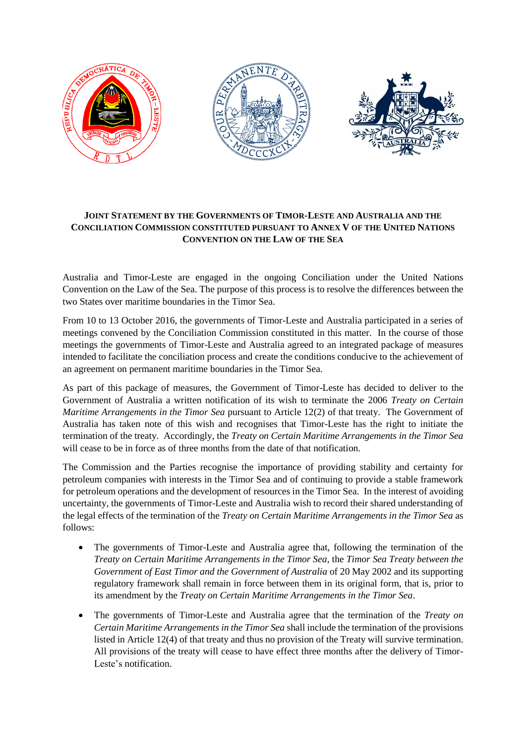# Joint Statement by the Governments of Timor-Leste and Australia and the Conciliation Commission constituted pursuant to Annex V of the United Nations Convention on the Law of the Sea

Australia and Timor-Leste are engaged in the ongoing Conciliation under the United Nations Convention on the Law of the Sea. The purpose of this process is to resolve the differences between the two States over maritime boundaries in the Timor Sea.

From 10 to 13 October 2016, the governments of Timor-Leste and Australia participated in a series of meetings convened by the Conciliation Commission constituted in this matter. In the course of those meetings the governments of Timor-Leste and Australia agreed to an integrated package of measures intended to facilitate the conciliation process and create the conditions conducive to the achievement of an agreement on permanent maritime boundaries in the Timor Sea.

As part of this package of measures, the Government of Timor-Leste has decided to deliver to the Government of Australia a written notification of its wish to terminate the 2006 *Treaty on Certain Maritime Arrangements in the Timor Sea* pursuant to Article 12(2) of that treaty. The Government of Australia has taken note of this wish and recognises that Timor-Leste has the right to initiate the termination of the treaty. Accordingly, the *Treaty on Certain Maritime Arrangements in the Timor Sea* will cease to be in force as of three months from the date of that notification.

The Commission and the Parties recognise the importance of providing stability and certainty for petroleum companies with interests in the Timor Sea and of continuing to provide a stable framework for petroleum operations and the development of resources in the Timor Sea. In the interest of avoiding uncertainty, the governments of Timor-Leste and Australia wish to record their shared understanding of the legal effects of the termination of the *Treaty on Certain Maritime Arrangements in the Timor Sea* as follows:

- The governments of Timor-Leste and Australia agree that, following the termination of the *Treaty on Certain Maritime Arrangements in the Timor Sea*, the *Timor Sea Treaty between the Government of East Timor and the Government of Australia* of 20 May 2002 and its supporting regulatory framework shall remain in force between them in its original form, that is, prior to its amendment by the *Treaty on Certain Maritime Arrangements in the Timor Sea*.
- The governments of Timor-Leste and Australia agree that the termination of the *Treaty on Certain Maritime Arrangements in the Timor Sea* shall include the termination of the provisions listed in Article 12(4) of that treaty and thus no provision of the Treaty will survive termination. All provisions of the treaty will cease to have effect three months after the delivery of Timor-Leste's notification.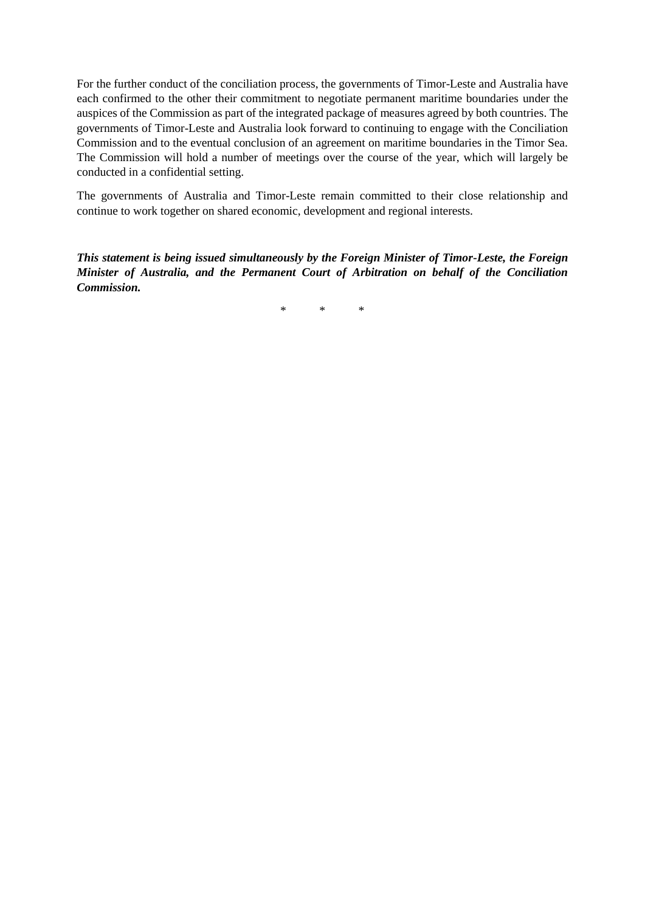For the further conduct of the conciliation process, the governments of Timor-Leste and Australia have each confirmed to the other their commitment to negotiate permanent maritime boundaries under the auspices of the Commission as part of the integrated package of measures agreed by both countries. The governments of Timor-Leste and Australia look forward to continuing to engage with the Conciliation Commission and to the eventual conclusion of an agreement on maritime boundaries in the Timor Sea. The Commission will hold a number of meetings over the course of the year, which will largely be conducted in a confidential setting.

The governments of Australia and Timor-Leste remain committed to their close relationship and continue to work together on shared economic, development and regional interests.

***This statement is being issued simultaneously by the Foreign Minister of Timor-Leste, the Foreign Minister of Australia, and the Permanent Court of Arbitration on behalf of the Conciliation Commission.***

\*         \*         \*